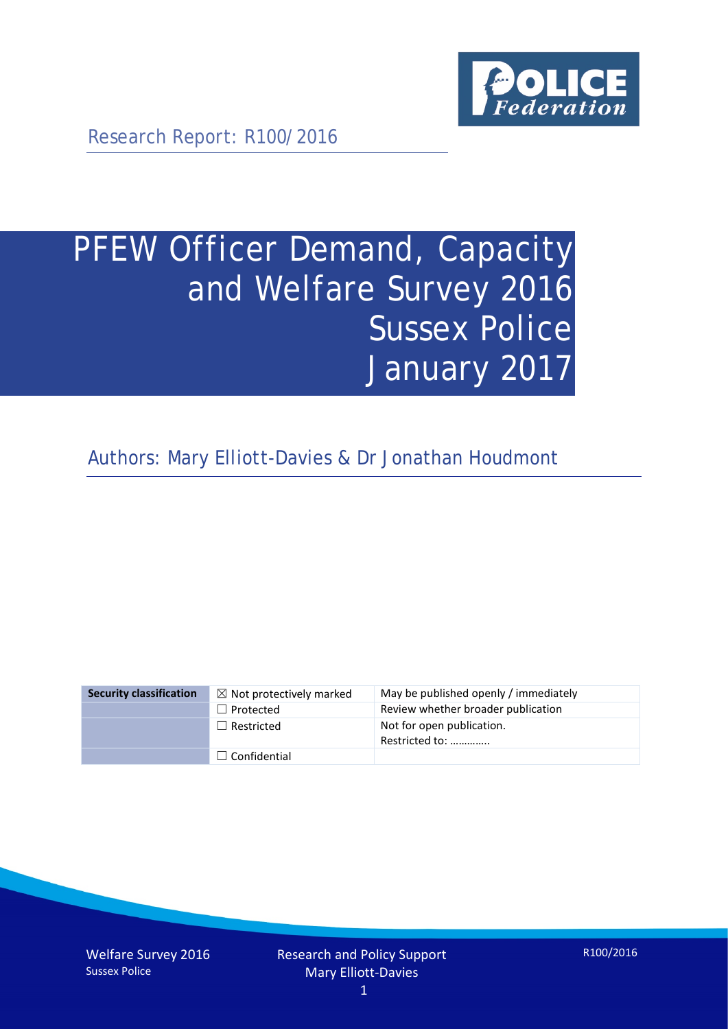Research Report: R100/2016

# PFEW Officer Demand, Capacity and Welfare Survey 2016 Sussex Police January 2017

Authors: Mary Elliott-Davies & Dr Jonathan Houdmont

| Security classification | ☒ Not protectively marked | May be published openly / immediately |
|---|---|---|
| | ☐ Protected | Review whether broader publication |
| | ☐ Restricted | Not for open publication. Restricted to: ………….. |
| | ☐ Confidential | |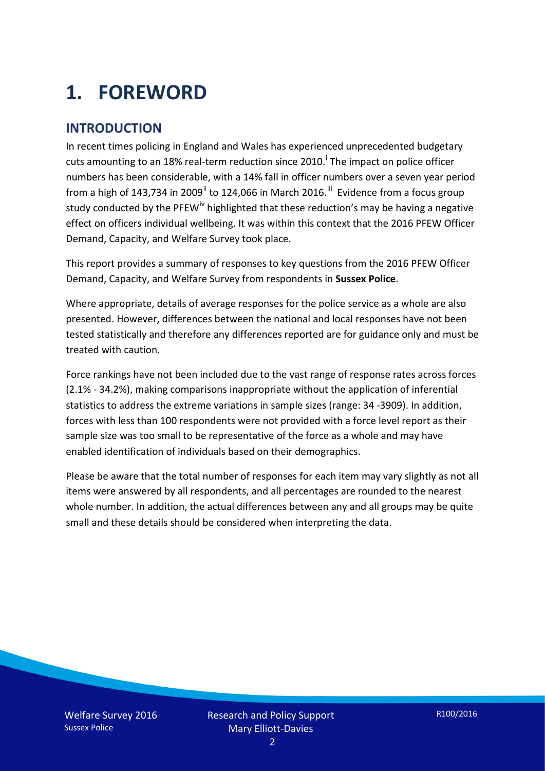# 1. FOREWORD

## INTRODUCTION

In recent times policing in England and Wales has experienced unprecedented budgetary cuts amounting to an 18% real-term reduction since 2010.[i] The impact on police officer numbers has been considerable, with a 14% fall in officer numbers over a seven year period from a high of 143,734 in 2009[ii] to 124,066 in March 2016.[iii] Evidence from a focus group study conducted by the PFEW[iv] highlighted that these reduction's may be having a negative effect on officers individual wellbeing. It was within this context that the 2016 PFEW Officer Demand, Capacity, and Welfare Survey took place.

This report provides a summary of responses to key questions from the 2016 PFEW Officer Demand, Capacity, and Welfare Survey from respondents in **Sussex Police**.

Where appropriate, details of average responses for the police service as a whole are also presented. However, differences between the national and local responses have not been tested statistically and therefore any differences reported are for guidance only and must be treated with caution.

Force rankings have not been included due to the vast range of response rates across forces (2.1% - 34.2%), making comparisons inappropriate without the application of inferential statistics to address the extreme variations in sample sizes (range: 34 -3909). In addition, forces with less than 100 respondents were not provided with a force level report as their sample size was too small to be representative of the force as a whole and may have enabled identification of individuals based on their demographics.

Please be aware that the total number of responses for each item may vary slightly as not all items were answered by all respondents, and all percentages are rounded to the nearest whole number. In addition, the actual differences between any and all groups may be quite small and these details should be considered when interpreting the data.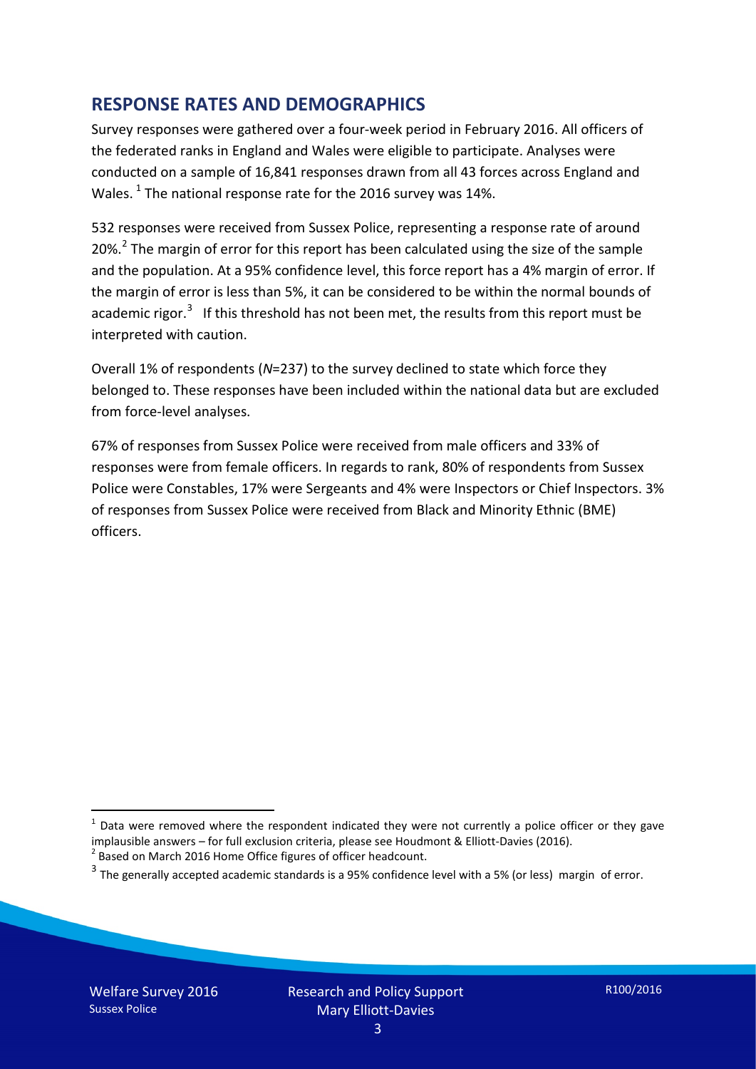## RESPONSE RATES AND DEMOGRAPHICS

Survey responses were gathered over a four-week period in February 2016. All officers of the federated ranks in England and Wales were eligible to participate. Analyses were conducted on a sample of 16,841 responses drawn from all 43 forces across England and Wales. [1] The national response rate for the 2016 survey was 14%.

532 responses were received from Sussex Police, representing a response rate of around 20%. [2] The margin of error for this report has been calculated using the size of the sample and the population. At a 95% confidence level, this force report has a 4% margin of error. If the margin of error is less than 5%, it can be considered to be within the normal bounds of academic rigor. [3] If this threshold has not been met, the results from this report must be interpreted with caution.

Overall 1% of respondents (*N*=237) to the survey declined to state which force they belonged to. These responses have been included within the national data but are excluded from force-level analyses.

67% of responses from Sussex Police were received from male officers and 33% of responses were from female officers. In regards to rank, 80% of respondents from Sussex Police were Constables, 17% were Sergeants and 4% were Inspectors or Chief Inspectors. 3% of responses from Sussex Police were received from Black and Minority Ethnic (BME) officers.

---

[1] Data were removed where the respondent indicated they were not currently a police officer or they gave implausible answers – for full exclusion criteria, please see Houdmont & Elliott-Davies (2016).

[2] Based on March 2016 Home Office figures of officer headcount.

[3] The generally accepted academic standards is a 95% confidence level with a 5% (or less) margin of error.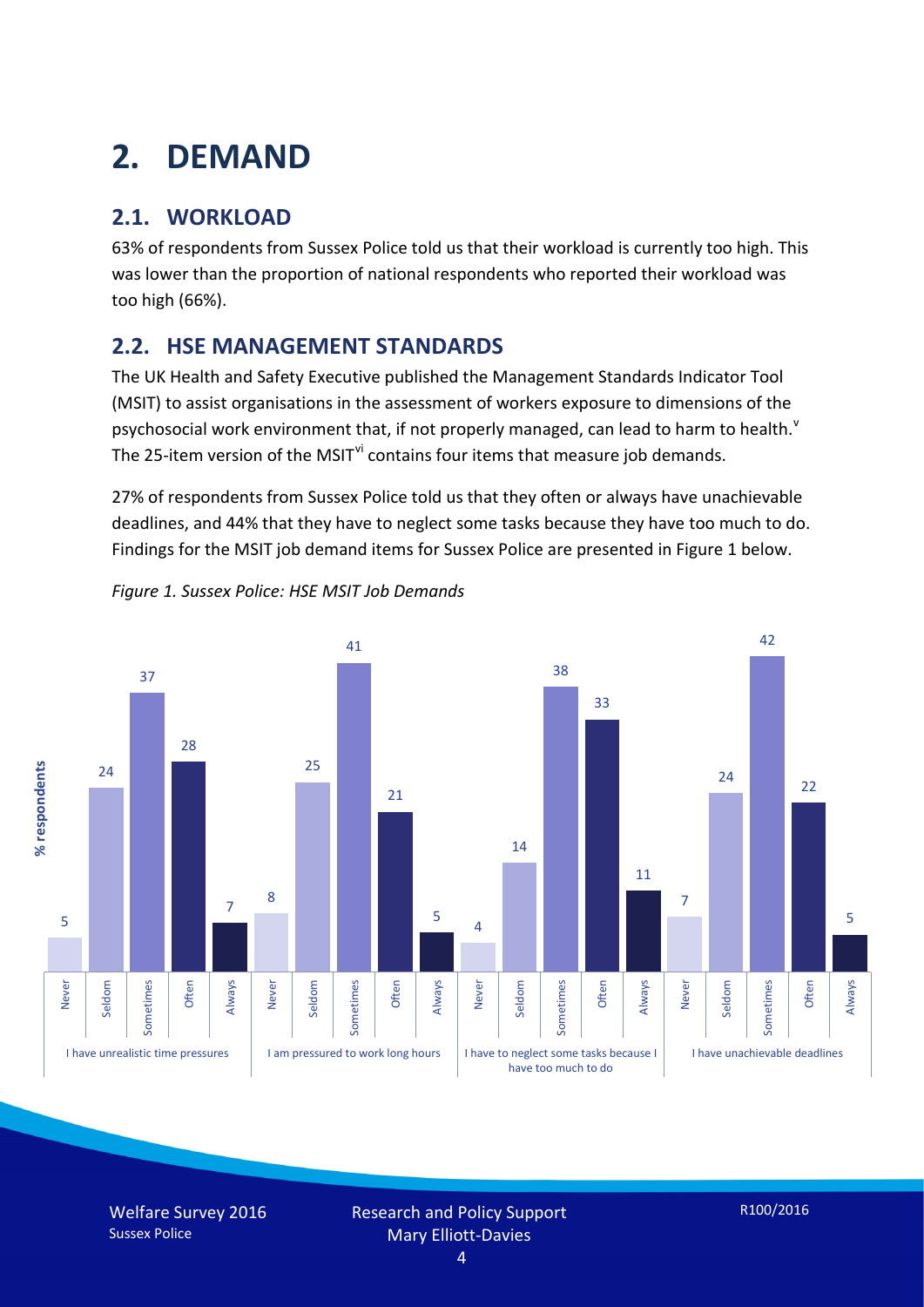# 2. DEMAND

## 2.1. WORKLOAD

63% of respondents from Sussex Police told us that their workload is currently too high. This was lower than the proportion of national respondents who reported their workload was too high (66%).

## 2.2. HSE MANAGEMENT STANDARDS

The UK Health and Safety Executive published the Management Standards Indicator Tool (MSIT) to assist organisations in the assessment of workers exposure to dimensions of the psychosocial work environment that, if not properly managed, can lead to harm to health.[v] The 25-item version of the MSIT[vi] contains four items that measure job demands.

27% of respondents from Sussex Police told us that they often or always have unachievable deadlines, and 44% that they have to neglect some tasks because they have too much to do. Findings for the MSIT job demand items for Sussex Police are presented in Figure 1 below.

*Figure 1. Sussex Police: HSE MSIT Job Demands*

| % respondents | Never | Seldom | Sometimes | Often | Always |
|---|---|---|---|---|---|
| I have unrealistic time pressures | 5 | 24 | 37 | 28 | 7 |
| I am pressured to work long hours | 8 | 25 | 41 | 21 | 5 |
| I have to neglect some tasks because I have too much to do | 4 | 14 | 38 | 33 | 11 |
| I have unachievable deadlines | 7 | 24 | 42 | 22 | 5 |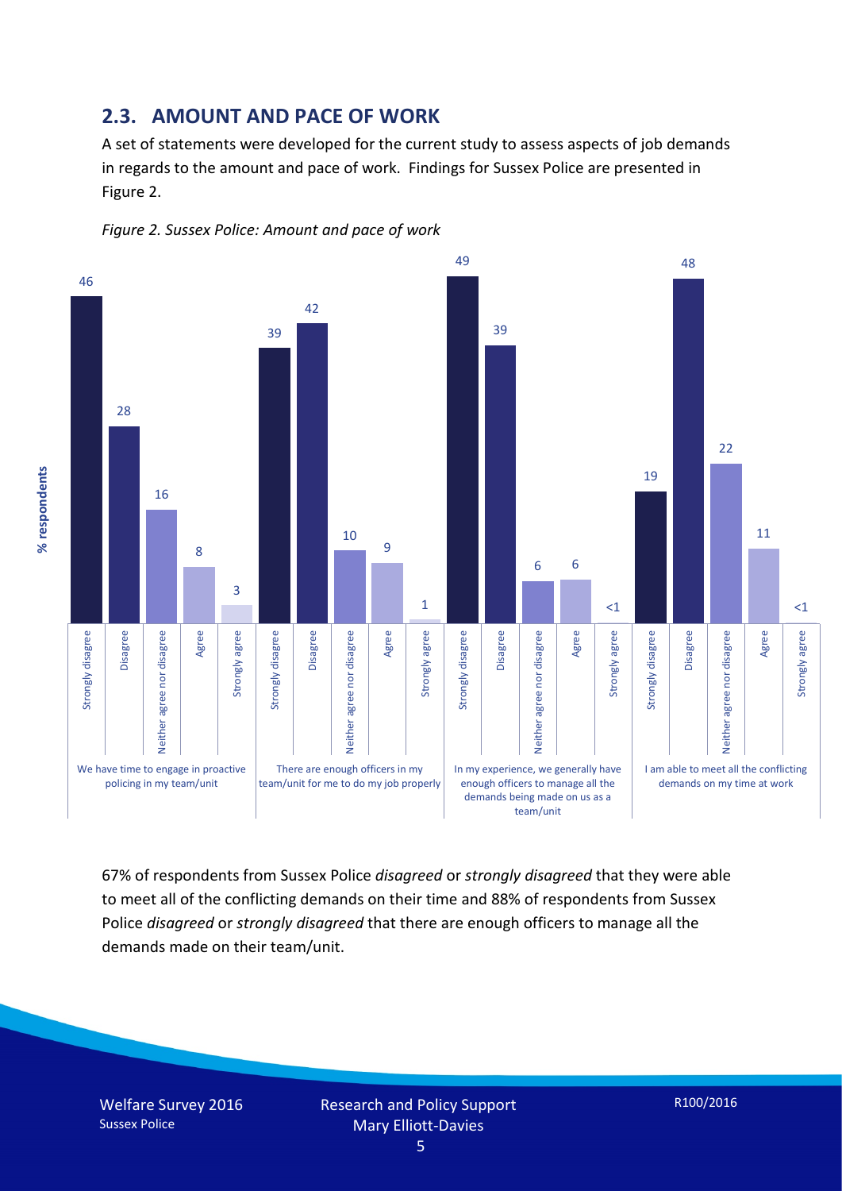## 2.3. AMOUNT AND PACE OF WORK

A set of statements were developed for the current study to assess aspects of job demands in regards to the amount and pace of work. Findings for Sussex Police are presented in Figure 2.

*Figure 2. Sussex Police: Amount and pace of work*

| Statement | Strongly disagree | Disagree | Neither agree nor disagree | Agree | Strongly agree |
|---|---|---|---|---|---|
| We have time to engage in proactive policing in my team/unit | 46 | 28 | 16 | 8 | 3 |
| There are enough officers in my team/unit for me to do my job properly | 39 | 42 | 10 | 9 | 1 |
| In my experience, we generally have enough officers to manage all the demands being made on us as a team/unit | 49 | 39 | 6 | 6 | <1 |
| I am able to meet all the conflicting demands on my time at work | 19 | 48 | 22 | 11 | <1 |

(% respondents)

67% of respondents from Sussex Police *disagreed* or *strongly disagreed* that they were able to meet all of the conflicting demands on their time and 88% of respondents from Sussex Police *disagreed* or *strongly disagreed* that there are enough officers to manage all the demands made on their team/unit.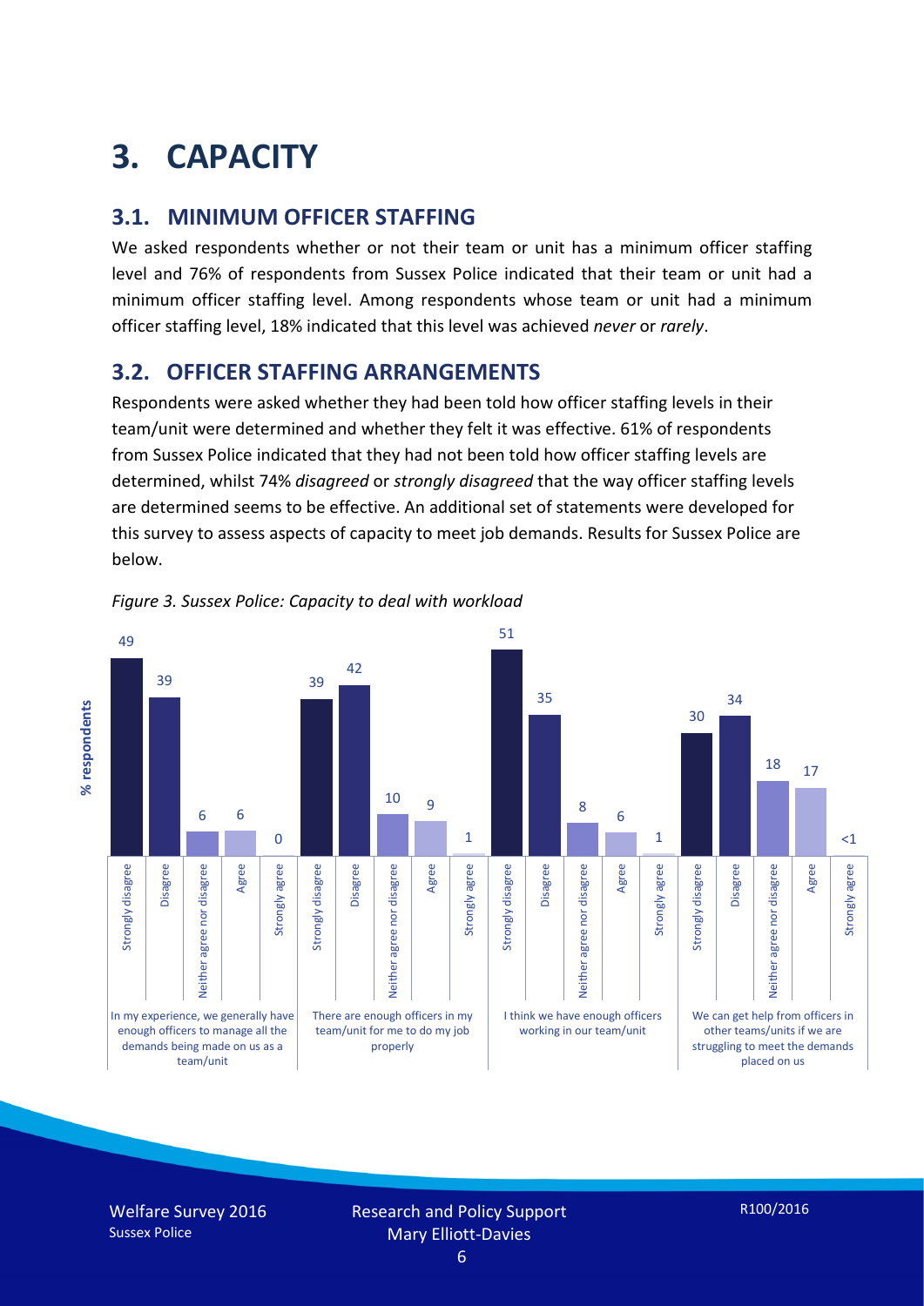# 3. CAPACITY

## 3.1. MINIMUM OFFICER STAFFING

We asked respondents whether or not their team or unit has a minimum officer staffing level and 76% of respondents from Sussex Police indicated that their team or unit had a minimum officer staffing level. Among respondents whose team or unit had a minimum officer staffing level, 18% indicated that this level was achieved *never* or *rarely*.

## 3.2. OFFICER STAFFING ARRANGEMENTS

Respondents were asked whether they had been told how officer staffing levels in their team/unit were determined and whether they felt it was effective. 61% of respondents from Sussex Police indicated that they had not been told how officer staffing levels are determined, whilst 74% *disagreed* or *strongly disagreed* that the way officer staffing levels are determined seems to be effective. An additional set of statements were developed for this survey to assess aspects of capacity to meet job demands. Results for Sussex Police are below.

*Figure 3. Sussex Police: Capacity to deal with workload*

| % respondents | Strongly disagree | Disagree | Neither agree nor disagree | Agree | Strongly agree |
|---|---|---|---|---|---|
| In my experience, we generally have enough officers to manage all the demands being made on us as a team/unit | 49 | 39 | 6 | 6 | 0 |
| There are enough officers in my team/unit for me to do my job properly | 39 | 42 | 10 | 9 | 1 |
| I think we have enough officers working in our team/unit | 51 | 35 | 8 | 6 | 1 |
| We can get help from officers in other teams/units if we are struggling to meet the demands placed on us | 30 | 34 | 18 | 17 | <1 |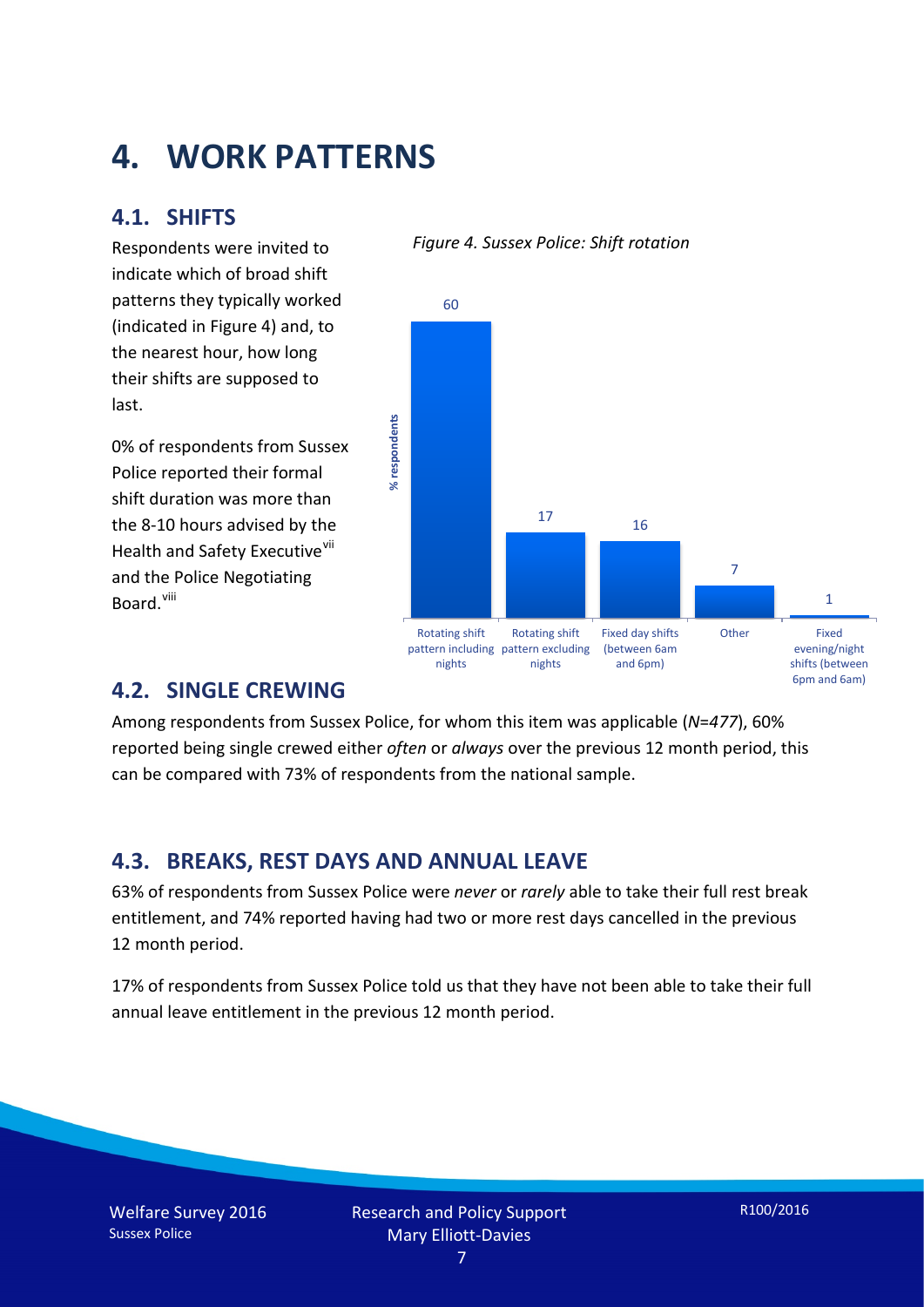# 4. WORK PATTERNS

## 4.1. SHIFTS

Respondents were invited to indicate which of broad shift patterns they typically worked (indicated in Figure 4) and, to the nearest hour, how long their shifts are supposed to last.

0% of respondents from Sussex Police reported their formal shift duration was more than the 8-10 hours advised by the Health and Safety Executive[vii] and the Police Negotiating Board.[viii]

*Figure 4. Sussex Police: Shift rotation*

| Shift pattern | % respondents |
|---|---|
| Rotating shift pattern including nights | 60 |
| Rotating shift pattern excluding nights | 17 |
| Fixed day shifts (between 6am and 6pm) | 16 |
| Other | 7 |
| Fixed evening/night shifts (between 6pm and 6am) | 1 |

## 4.2. SINGLE CREWING

Among respondents from Sussex Police, for whom this item was applicable (*N=477*), 60% reported being single crewed either *often* or *always* over the previous 12 month period, this can be compared with 73% of respondents from the national sample.

## 4.3. BREAKS, REST DAYS AND ANNUAL LEAVE

63% of respondents from Sussex Police were *never* or *rarely* able to take their full rest break entitlement, and 74% reported having had two or more rest days cancelled in the previous 12 month period.

17% of respondents from Sussex Police told us that they have not been able to take their full annual leave entitlement in the previous 12 month period.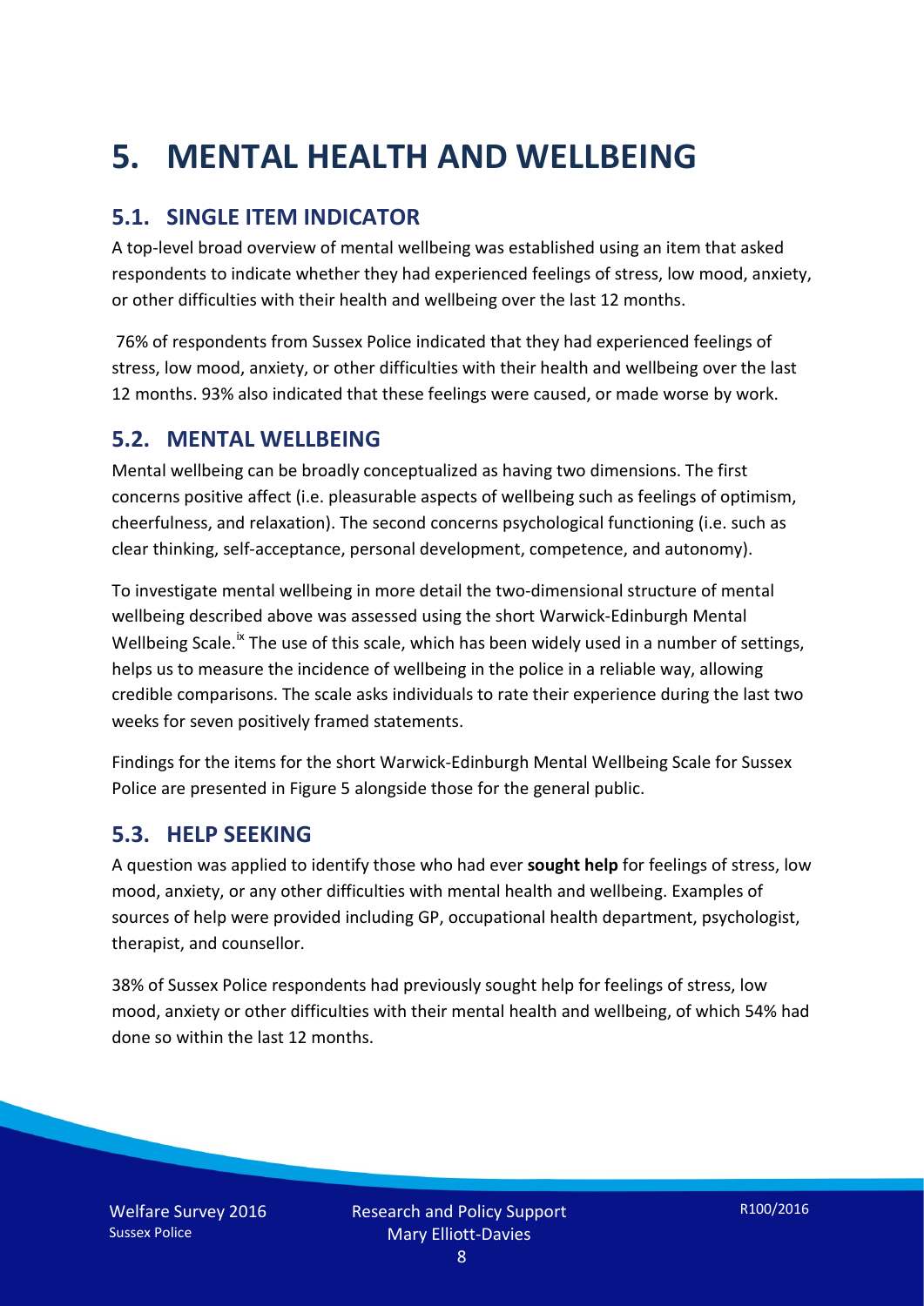# 5. MENTAL HEALTH AND WELLBEING

## 5.1. SINGLE ITEM INDICATOR

A top-level broad overview of mental wellbeing was established using an item that asked respondents to indicate whether they had experienced feelings of stress, low mood, anxiety, or other difficulties with their health and wellbeing over the last 12 months.

76% of respondents from Sussex Police indicated that they had experienced feelings of stress, low mood, anxiety, or other difficulties with their health and wellbeing over the last 12 months. 93% also indicated that these feelings were caused, or made worse by work.

## 5.2. MENTAL WELLBEING

Mental wellbeing can be broadly conceptualized as having two dimensions. The first concerns positive affect (i.e. pleasurable aspects of wellbeing such as feelings of optimism, cheerfulness, and relaxation). The second concerns psychological functioning (i.e. such as clear thinking, self-acceptance, personal development, competence, and autonomy).

To investigate mental wellbeing in more detail the two-dimensional structure of mental wellbeing described above was assessed using the short Warwick-Edinburgh Mental Wellbeing Scale.[ix] The use of this scale, which has been widely used in a number of settings, helps us to measure the incidence of wellbeing in the police in a reliable way, allowing credible comparisons. The scale asks individuals to rate their experience during the last two weeks for seven positively framed statements.

Findings for the items for the short Warwick-Edinburgh Mental Wellbeing Scale for Sussex Police are presented in Figure 5 alongside those for the general public.

## 5.3. HELP SEEKING

A question was applied to identify those who had ever **sought help** for feelings of stress, low mood, anxiety, or any other difficulties with mental health and wellbeing. Examples of sources of help were provided including GP, occupational health department, psychologist, therapist, and counsellor.

38% of Sussex Police respondents had previously sought help for feelings of stress, low mood, anxiety or other difficulties with their mental health and wellbeing, of which 54% had done so within the last 12 months.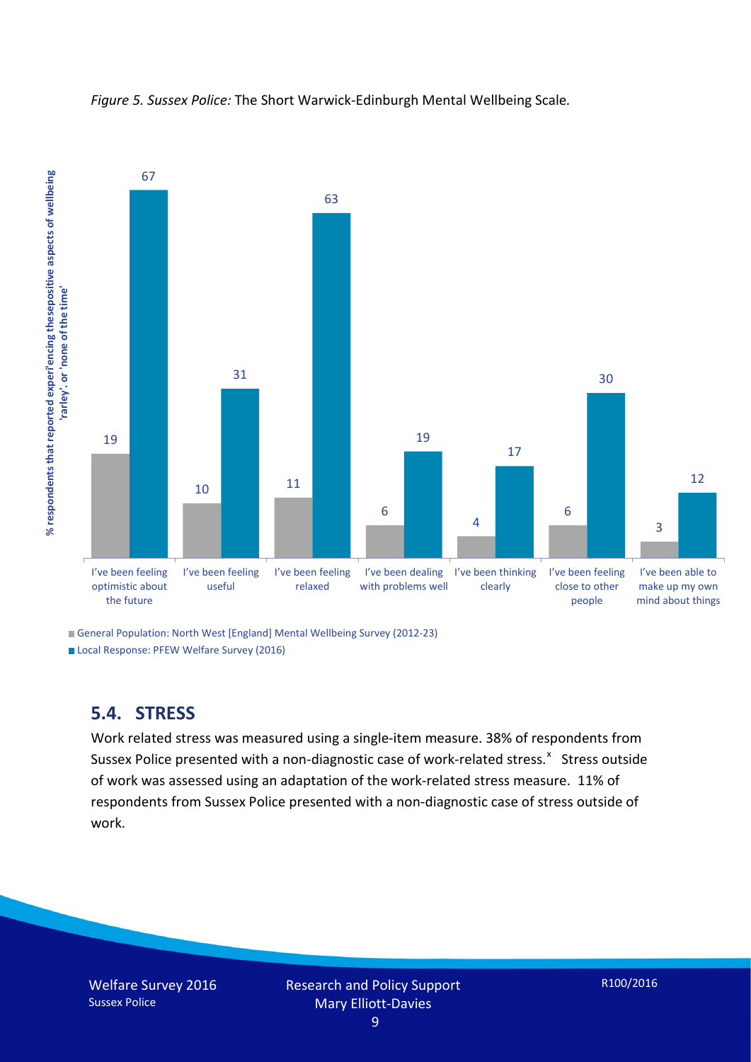*Figure 5. Sussex Police:* The Short Warwick-Edinburgh Mental Wellbeing Scale.

| | General Population: North West [England] Mental Wellbeing Survey (2012-23) | Local Response: PFEW Welfare Survey (2016) |
|---|---|---|
| I've been feeling optimistic about the future | 19 | 67 |
| I've been feeling useful | 10 | 31 |
| I've been feeling relaxed | 11 | 63 |
| I've been dealing with problems well | 6 | 19 |
| I've been thinking clearly | 4 | 17 |
| I've been feeling close to other people | 6 | 30 |
| I've been able to make up my own mind about things | 3 | 12 |

% respondents that reported experi'encing thesepositive aspects of wellbeing 'rarley', or 'none of the time'

## 5.4. STRESS

Work related stress was measured using a single-item measure. 38% of respondents from Sussex Police presented with a non-diagnostic case of work-related stress.[x] Stress outside of work was assessed using an adaptation of the work-related stress measure. 11% of respondents from Sussex Police presented with a non-diagnostic case of stress outside of work.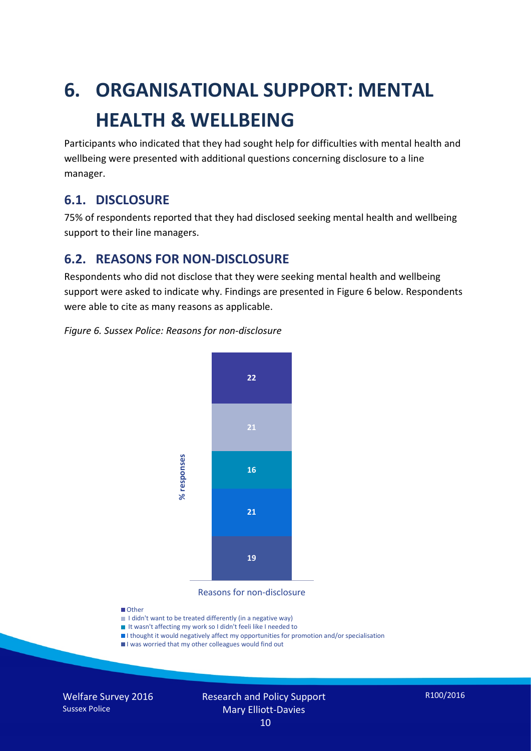# 6. ORGANISATIONAL SUPPORT: MENTAL HEALTH & WELLBEING

Participants who indicated that they had sought help for difficulties with mental health and wellbeing were presented with additional questions concerning disclosure to a line manager.

## 6.1. DISCLOSURE

75% of respondents reported that they had disclosed seeking mental health and wellbeing support to their line managers.

## 6.2. REASONS FOR NON-DISCLOSURE

Respondents who did not disclose that they were seeking mental health and wellbeing support were asked to indicate why. Findings are presented in Figure 6 below. Respondents were able to cite as many reasons as applicable.

*Figure 6. Sussex Police: Reasons for non-disclosure*

| Reasons for non-disclosure | % responses |
| --- | --- |
| Other | 22 |
| I didn't want to be treated differently (in a negative way) | 21 |
| It wasn't affecting my work so I didn't feeli like I needed to | 16 |
| I thought it would negatively affect my opportunities for promotion and/or specialisation | 21 |
| I was worried that my other colleagues would find out | 19 |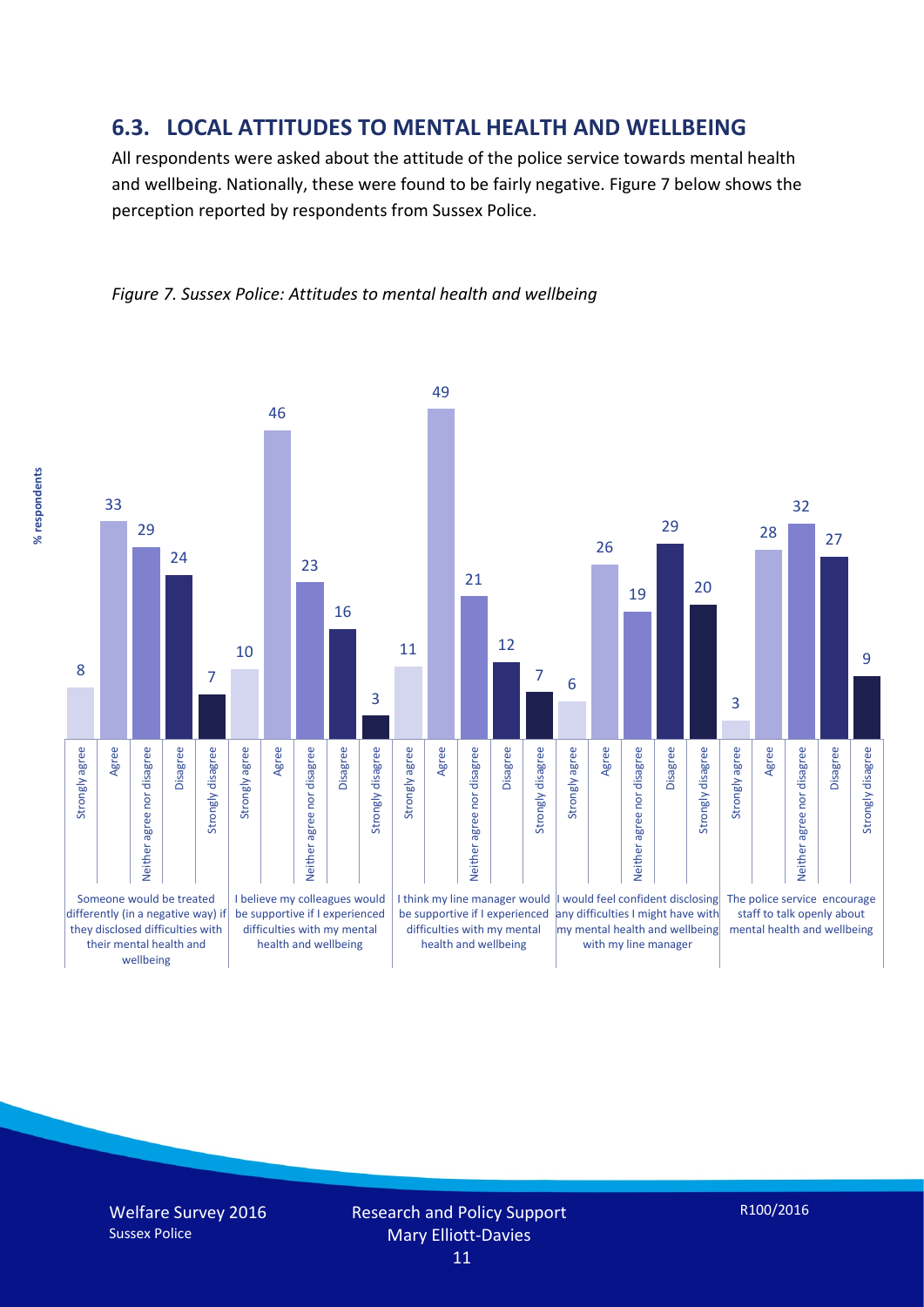## 6.3. LOCAL ATTITUDES TO MENTAL HEALTH AND WELLBEING

All respondents were asked about the attitude of the police service towards mental health and wellbeing. Nationally, these were found to be fairly negative. Figure 7 below shows the perception reported by respondents from Sussex Police.

*Figure 7. Sussex Police: Attitudes to mental health and wellbeing*

| % respondents | Strongly agree | Agree | Neither agree nor disagree | Disagree | Strongly disagree |
|---|---|---|---|---|---|
| Someone would be treated differently (in a negative way) if they disclosed difficulties with their mental health and wellbeing | 8 | 33 | 29 | 24 | 7 |
| I believe my colleagues would be supportive if I experienced difficulties with my mental health and wellbeing | 10 | 46 | 23 | 16 | 3 |
| I think my line manager would be supportive if I experienced difficulties with my mental health and wellbeing | 11 | 49 | 21 | 12 | 7 |
| I would feel confident disclosing any difficulties I might have with my mental health and wellbeing with my line manager | 6 | 26 | 19 | 29 | 20 |
| The police service encourage staff to talk openly about mental health and wellbeing | 3 | 28 | 32 | 27 | 9 |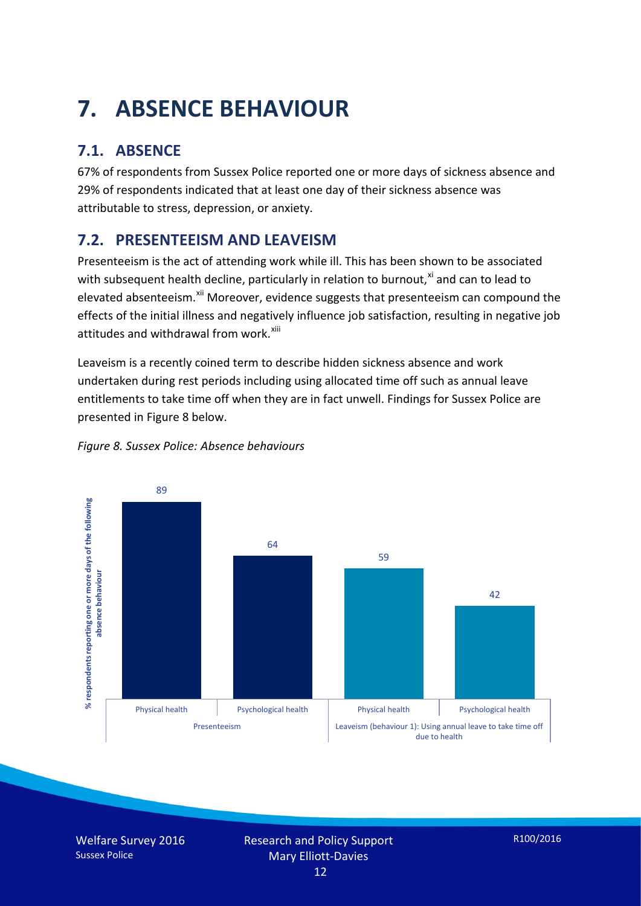# 7. ABSENCE BEHAVIOUR

## 7.1. ABSENCE

67% of respondents from Sussex Police reported one or more days of sickness absence and 29% of respondents indicated that at least one day of their sickness absence was attributable to stress, depression, or anxiety.

## 7.2. PRESENTEEISM AND LEAVEISM

Presenteeism is the act of attending work while ill. This has been shown to be associated with subsequent health decline, particularly in relation to burnout,[xi] and can to lead to elevated absenteeism.[xii] Moreover, evidence suggests that presenteeism can compound the effects of the initial illness and negatively influence job satisfaction, resulting in negative job attitudes and withdrawal from work.[xiii]

Leaveism is a recently coined term to describe hidden sickness absence and work undertaken during rest periods including using allocated time off such as annual leave entitlements to take time off when they are in fact unwell. Findings for Sussex Police are presented in Figure 8 below.

*Figure 8. Sussex Police: Absence behaviours*

| | Presenteeism | | Leaveism (behaviour 1): Using annual leave to take time off due to health | |
|---|---|---|---|---|
| | Physical health | Psychological health | Physical health | Psychological health |
| % respondents reporting one or more days of the following absence behaviour | 89 | 64 | 59 | 42 |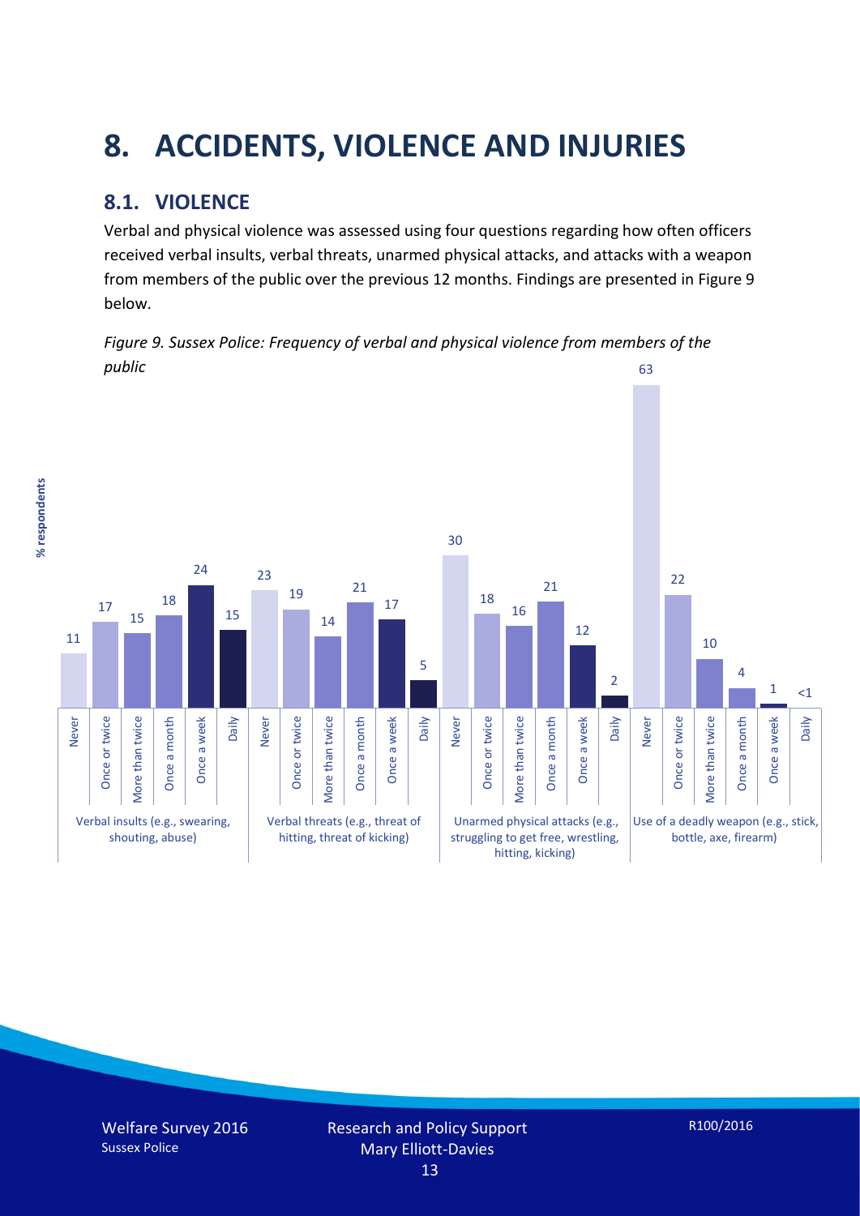# 8. ACCIDENTS, VIOLENCE AND INJURIES

## 8.1. VIOLENCE

Verbal and physical violence was assessed using four questions regarding how often officers received verbal insults, verbal threats, unarmed physical attacks, and attacks with a weapon from members of the public over the previous 12 months. Findings are presented in Figure 9 below.

*Figure 9. Sussex Police: Frequency of verbal and physical violence from members of the public*

| % respondents | Never | Once or twice | More than twice | Once a month | Once a week | Daily |
|---|---|---|---|---|---|---|
| Verbal insults (e.g., swearing, shouting, abuse) | 11 | 17 | 15 | 18 | 24 | 15 |
| Verbal threats (e.g., threat of hitting, threat of kicking) | 23 | 19 | 14 | 21 | 17 | 5 |
| Unarmed physical attacks (e.g., struggling to get free, wrestling, hitting, kicking) | 30 | 18 | 16 | 21 | 12 | 2 |
| Use of a deadly weapon (e.g., stick, bottle, axe, firearm) | 63 | 22 | 10 | 4 | 1 | <1 |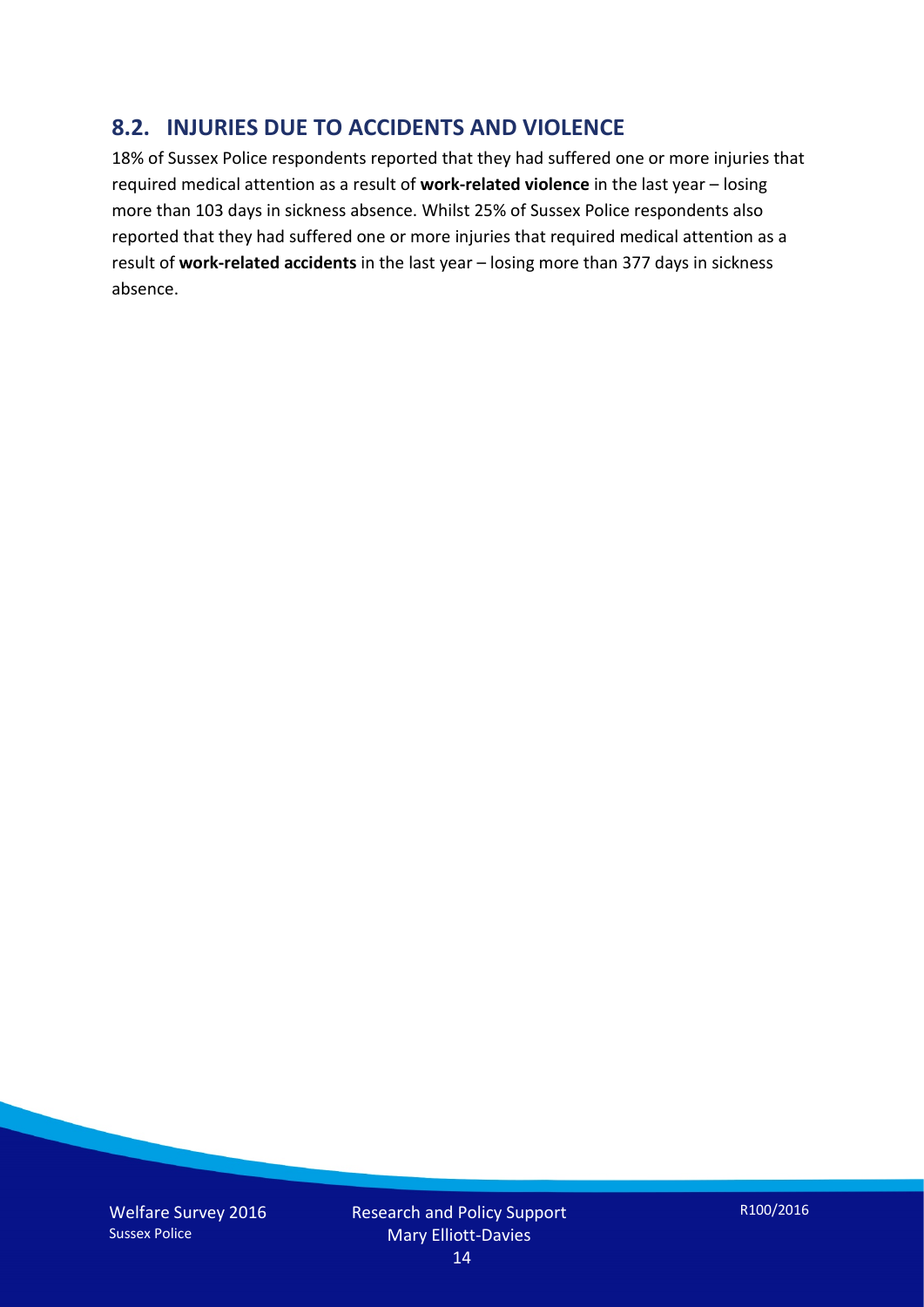## 8.2. INJURIES DUE TO ACCIDENTS AND VIOLENCE

18% of Sussex Police respondents reported that they had suffered one or more injuries that required medical attention as a result of **work-related violence** in the last year – losing more than 103 days in sickness absence. Whilst 25% of Sussex Police respondents also reported that they had suffered one or more injuries that required medical attention as a result of **work-related accidents** in the last year – losing more than 377 days in sickness absence.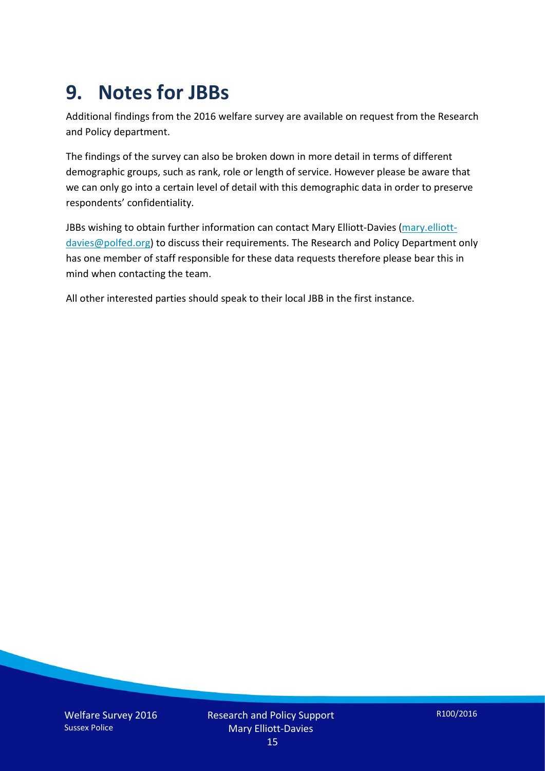# 9. Notes for JBBs

Additional findings from the 2016 welfare survey are available on request from the Research and Policy department.

The findings of the survey can also be broken down in more detail in terms of different demographic groups, such as rank, role or length of service. However please be aware that we can only go into a certain level of detail with this demographic data in order to preserve respondents' confidentiality.

JBBs wishing to obtain further information can contact Mary Elliott-Davies (mary.elliott-davies@polfed.org) to discuss their requirements. The Research and Policy Department only has one member of staff responsible for these data requests therefore please bear this in mind when contacting the team.

All other interested parties should speak to their local JBB in the first instance.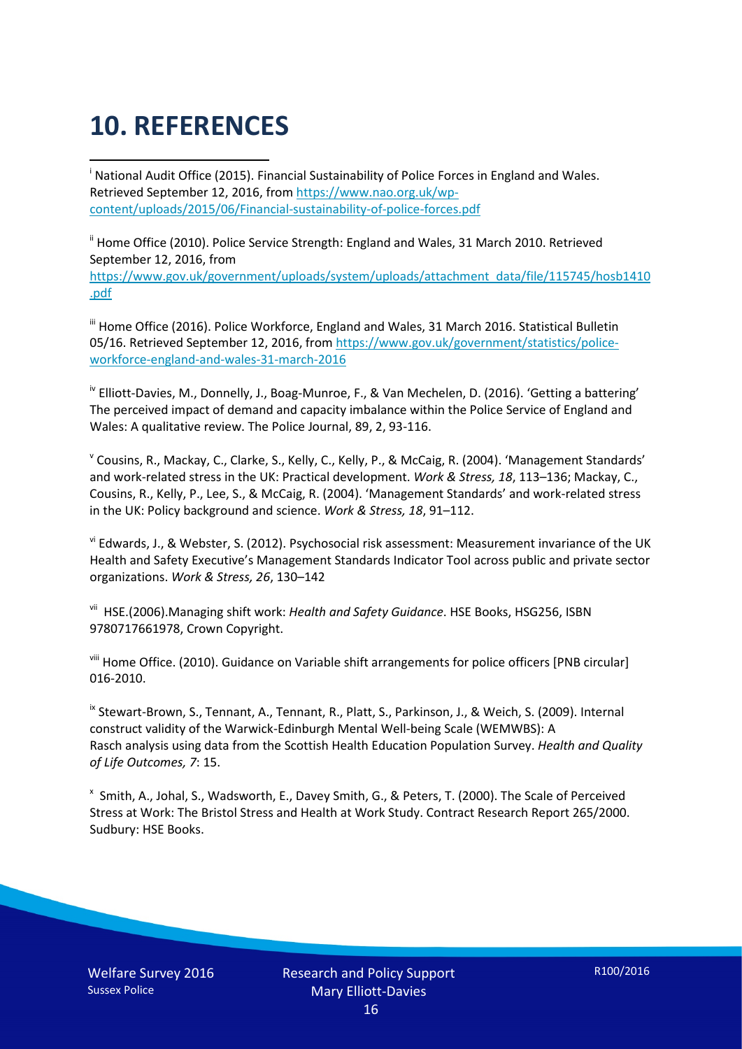# 10. REFERENCES

[i] National Audit Office (2015). Financial Sustainability of Police Forces in England and Wales. Retrieved September 12, 2016, from https://www.nao.org.uk/wp-content/uploads/2015/06/Financial-sustainability-of-police-forces.pdf

[ii] Home Office (2010). Police Service Strength: England and Wales, 31 March 2010. Retrieved September 12, 2016, from https://www.gov.uk/government/uploads/system/uploads/attachment_data/file/115745/hosb1410.pdf

[iii] Home Office (2016). Police Workforce, England and Wales, 31 March 2016. Statistical Bulletin 05/16. Retrieved September 12, 2016, from https://www.gov.uk/government/statistics/police-workforce-england-and-wales-31-march-2016

[iv] Elliott-Davies, M., Donnelly, J., Boag-Munroe, F., & Van Mechelen, D. (2016). 'Getting a battering' The perceived impact of demand and capacity imbalance within the Police Service of England and Wales: A qualitative review. The Police Journal, 89, 2, 93-116.

[v] Cousins, R., Mackay, C., Clarke, S., Kelly, C., Kelly, P., & McCaig, R. (2004). 'Management Standards' and work-related stress in the UK: Practical development. *Work & Stress, 18*, 113–136; Mackay, C., Cousins, R., Kelly, P., Lee, S., & McCaig, R. (2004). 'Management Standards' and work-related stress in the UK: Policy background and science. *Work & Stress, 18*, 91–112.

[vi] Edwards, J., & Webster, S. (2012). Psychosocial risk assessment: Measurement invariance of the UK Health and Safety Executive's Management Standards Indicator Tool across public and private sector organizations. *Work & Stress, 26*, 130–142

[vii] HSE.(2006).Managing shift work: *Health and Safety Guidance*. HSE Books, HSG256, ISBN 9780717661978, Crown Copyright.

[viii] Home Office. (2010). Guidance on Variable shift arrangements for police officers [PNB circular] 016-2010.

[ix] Stewart-Brown, S., Tennant, A., Tennant, R., Platt, S., Parkinson, J., & Weich, S. (2009). Internal construct validity of the Warwick-Edinburgh Mental Well-being Scale (WEMWBS): A Rasch analysis using data from the Scottish Health Education Population Survey. *Health and Quality of Life Outcomes, 7*: 15.

[x] Smith, A., Johal, S., Wadsworth, E., Davey Smith, G., & Peters, T. (2000). The Scale of Perceived Stress at Work: The Bristol Stress and Health at Work Study. Contract Research Report 265/2000. Sudbury: HSE Books.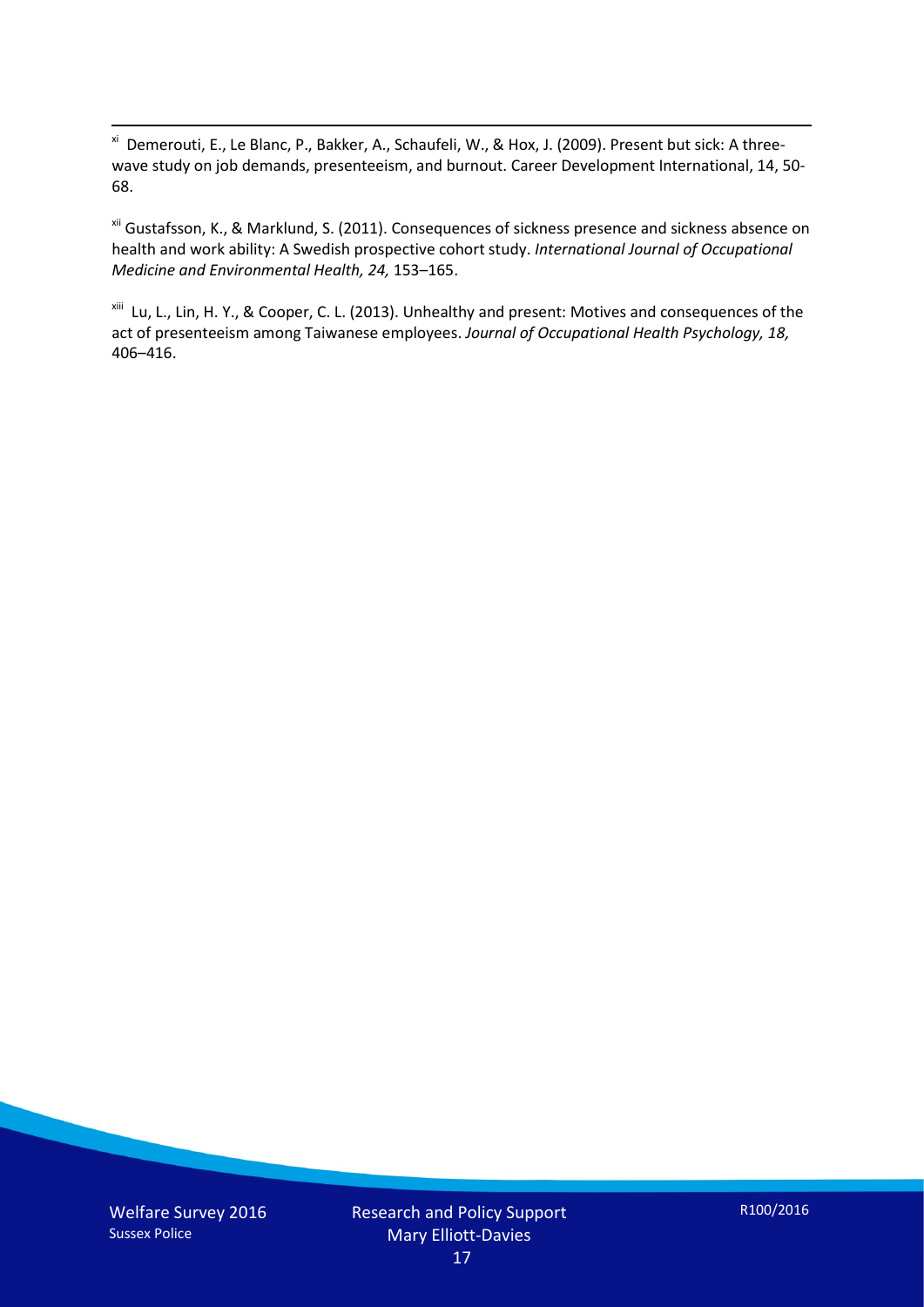[xi] Demerouti, E., Le Blanc, P., Bakker, A., Schaufeli, W., & Hox, J. (2009). Present but sick: A three-wave study on job demands, presenteeism, and burnout. Career Development International, 14, 50-68.

[xii] Gustafsson, K., & Marklund, S. (2011). Consequences of sickness presence and sickness absence on health and work ability: A Swedish prospective cohort study. *International Journal of Occupational Medicine and Environmental Health, 24,* 153–165.

[xiii] Lu, L., Lin, H. Y., & Cooper, C. L. (2013). Unhealthy and present: Motives and consequences of the act of presenteeism among Taiwanese employees. *Journal of Occupational Health Psychology, 18,* 406–416.